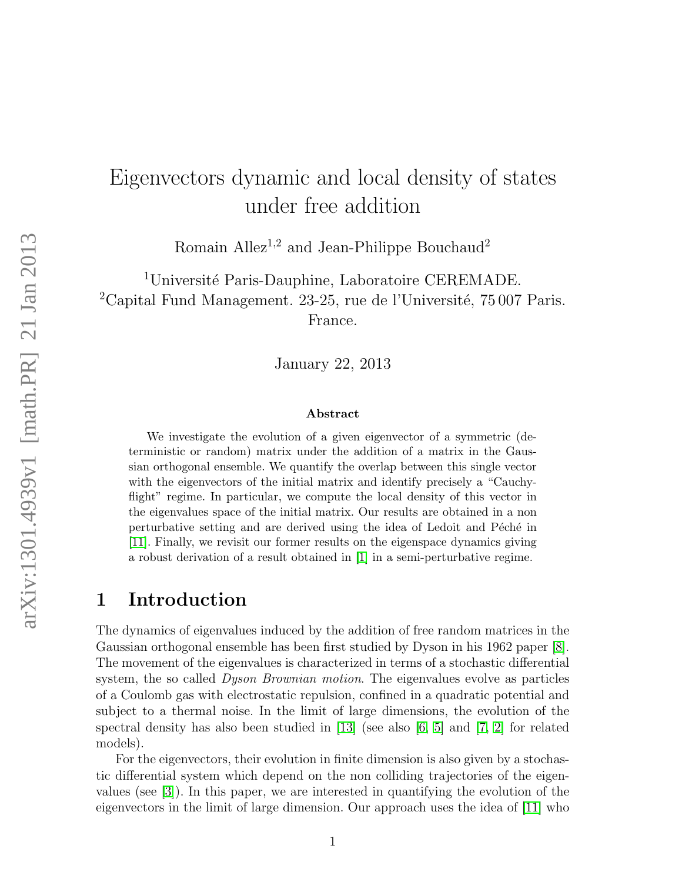# Eigenvectors dynamic and local density of states under free addition

Romain Allez[1,2] and Jean-Philippe Bouchaud[2]

[1]Université Paris-Dauphine, Laboratoire CEREMADE.
[2]Capital Fund Management. 23-25, rue de l'Université, 75 007 Paris. France.

January 22, 2013

**Abstract**

We investigate the evolution of a given eigenvector of a symmetric (deterministic or random) matrix under the addition of a matrix in the Gaussian orthogonal ensemble. We quantify the overlap between this single vector with the eigenvectors of the initial matrix and identify precisely a "Cauchy-flight" regime. In particular, we compute the local density of this vector in the eigenvalues space of the initial matrix. Our results are obtained in a non perturbative setting and are derived using the idea of Ledoit and Péché in [11]. Finally, we revisit our former results on the eigenspace dynamics giving a robust derivation of a result obtained in [1] in a semi-perturbative regime.

## 1 Introduction

The dynamics of eigenvalues induced by the addition of free random matrices in the Gaussian orthogonal ensemble has been first studied by Dyson in his 1962 paper [8]. The movement of the eigenvalues is characterized in terms of a stochastic differential system, the so called *Dyson Brownian motion*. The eigenvalues evolve as particles of a Coulomb gas with electrostatic repulsion, confined in a quadratic potential and subject to a thermal noise. In the limit of large dimensions, the evolution of the spectral density has also been studied in [13] (see also [6, 5] and [7, 2] for related models).

For the eigenvectors, their evolution in finite dimension is also given by a stochastic differential system which depend on the non colliding trajectories of the eigenvalues (see [3]). In this paper, we are interested in quantifying the evolution of the eigenvectors in the limit of large dimension. Our approach uses the idea of [11] who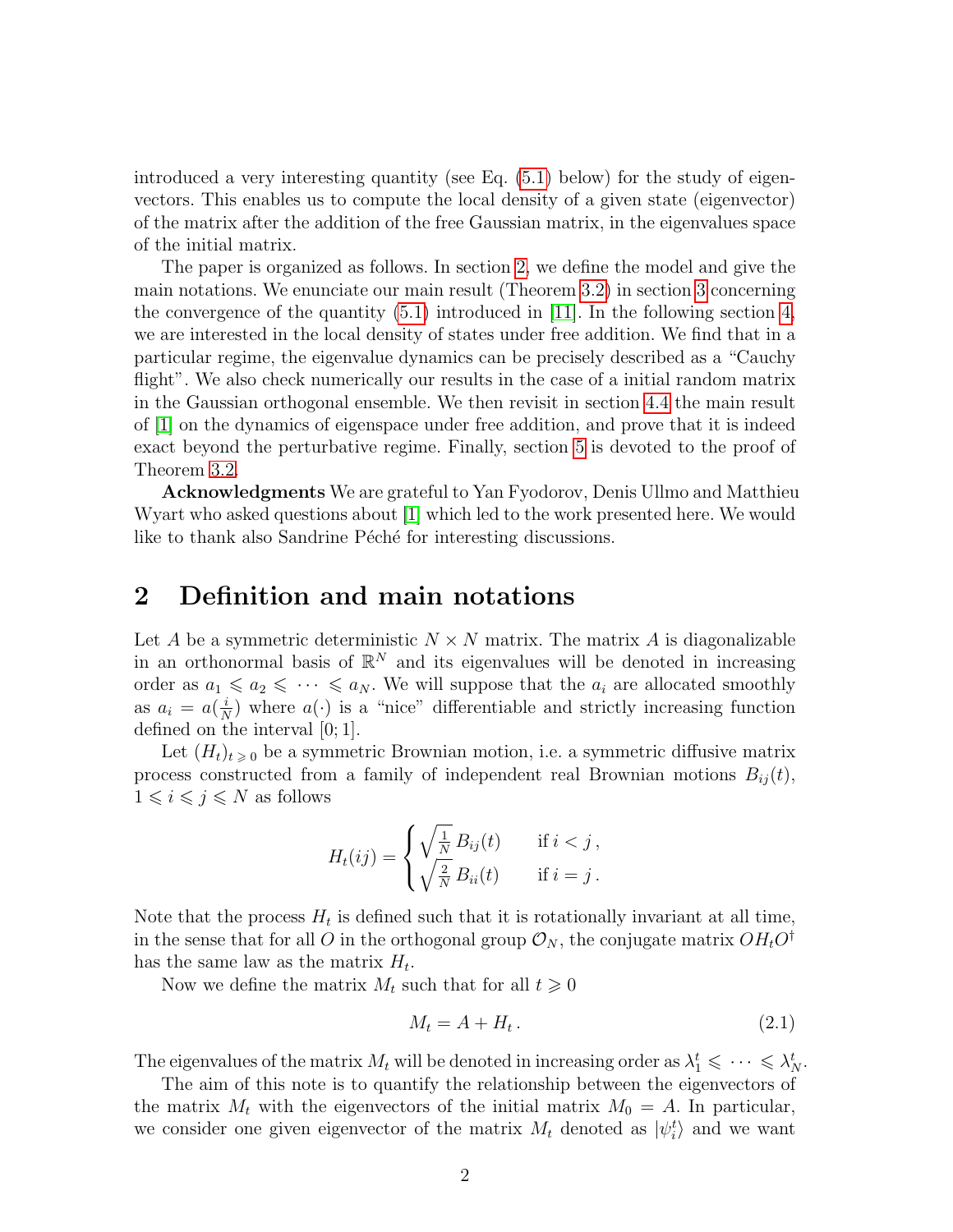introduced a very interesting quantity (see Eq. (5.1) below) for the study of eigenvectors. This enables us to compute the local density of a given state (eigenvector) of the matrix after the addition of the free Gaussian matrix, in the eigenvalues space of the initial matrix.

The paper is organized as follows. In section 2, we define the model and give the main notations. We enunciate our main result (Theorem 3.2) in section 3 concerning the convergence of the quantity (5.1) introduced in [11]. In the following section 4, we are interested in the local density of states under free addition. We find that in a particular regime, the eigenvalue dynamics can be precisely described as a "Cauchy flight". We also check numerically our results in the case of a initial random matrix in the Gaussian orthogonal ensemble. We then revisit in section 4.4 the main result of [1] on the dynamics of eigenspace under free addition, and prove that it is indeed exact beyond the perturbative regime. Finally, section 5 is devoted to the proof of Theorem 3.2.

**Acknowledgments** We are grateful to Yan Fyodorov, Denis Ullmo and Matthieu Wyart who asked questions about [1] which led to the work presented here. We would like to thank also Sandrine Péché for interesting discussions.

# 2 Definition and main notations

Let $A$ be a symmetric deterministic $N \times N$ matrix. The matrix $A$ is diagonalizable in an orthonormal basis of $\mathbb{R}^N$ and its eigenvalues will be denoted in increasing order as $a_1 \leqslant a_2 \leqslant \cdots \leqslant a_N$. We will suppose that the $a_i$ are allocated smoothly as $a_i = a(\frac{i}{N})$ where $a(\cdot)$ is a "nice" differentiable and strictly increasing function defined on the interval $[0;1]$.

Let $(H_t)_{t \geqslant 0}$ be a symmetric Brownian motion, i.e. a symmetric diffusive matrix process constructed from a family of independent real Brownian motions $B_{ij}(t)$, $1 \leqslant i \leqslant j \leqslant N$ as follows

$$
H_t(ij) = \begin{cases} \sqrt{\frac{1}{N}}\, B_{ij}(t) & \text{if } i < j\,, \\ \sqrt{\frac{2}{N}}\, B_{ii}(t) & \text{if } i = j\,. \end{cases}
$$

Note that the process $H_t$ is defined such that it is rotationally invariant at all time, in the sense that for all $O$ in the orthogonal group $\mathcal{O}_N$, the conjugate matrix $OH_tO^\dagger$ has the same law as the matrix $H_t$.

Now we define the matrix $M_t$ such that for all $t \geqslant 0$

$$
M_t = A + H_t\,. \tag{2.1}
$$

The eigenvalues of the matrix $M_t$ will be denoted in increasing order as $\lambda_1^t \leqslant \cdots \leqslant \lambda_N^t$.

The aim of this note is to quantify the relationship between the eigenvectors of the matrix $M_t$ with the eigenvectors of the initial matrix $M_0 = A$. In particular, we consider one given eigenvector of the matrix $M_t$ denoted as $|\psi_i^t\rangle$ and we want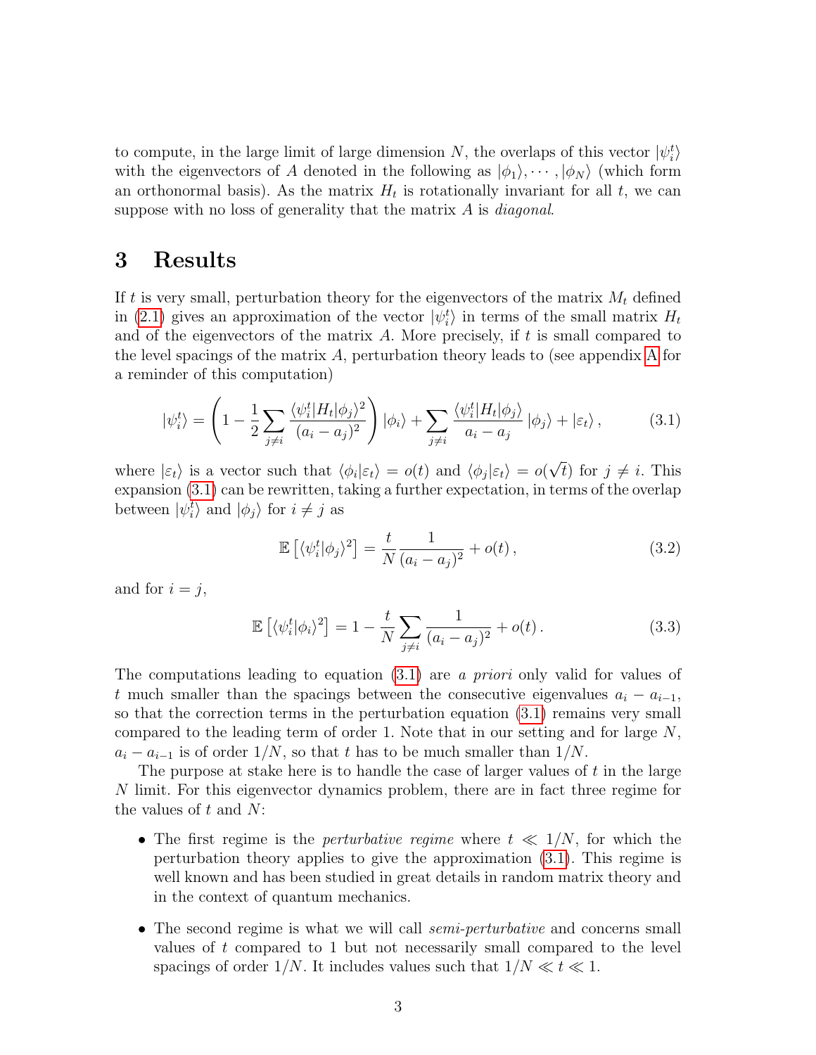to compute, in the large limit of large dimension $N$, the overlaps of this vector $|\psi_i^t\rangle$ with the eigenvectors of $A$ denoted in the following as $|\phi_1\rangle, \cdots, |\phi_N\rangle$ (which form an orthonormal basis). As the matrix $H_t$ is rotationally invariant for all $t$, we can suppose with no loss of generality that the matrix $A$ is *diagonal*.

# 3 Results

If $t$ is very small, perturbation theory for the eigenvectors of the matrix $M_t$ defined in (2.1) gives an approximation of the vector $|\psi_i^t\rangle$ in terms of the small matrix $H_t$ and of the eigenvectors of the matrix $A$. More precisely, if $t$ is small compared to the level spacings of the matrix $A$, perturbation theory leads to (see appendix A for a reminder of this computation)

$$|\psi_i^t\rangle = \left(1 - \frac{1}{2}\sum_{j\neq i} \frac{\langle \psi_i^t|H_t|\phi_j\rangle^2}{(a_i - a_j)^2}\right)|\phi_i\rangle + \sum_{j\neq i} \frac{\langle \psi_i^t|H_t|\phi_j\rangle}{a_i - a_j}|\phi_j\rangle + |\varepsilon_t\rangle\,, \tag{3.1}$$

where $|\varepsilon_t\rangle$ is a vector such that $\langle \phi_i|\varepsilon_t\rangle = o(t)$ and $\langle \phi_j|\varepsilon_t\rangle = o(\sqrt{t})$ for $j \neq i$. This expansion (3.1) can be rewritten, taking a further expectation, in terms of the overlap between $|\psi_i^t\rangle$ and $|\phi_j\rangle$ for $i \neq j$ as

$$\mathbb{E}\left[\langle \psi_i^t|\phi_j\rangle^2\right] = \frac{t}{N}\frac{1}{(a_i - a_j)^2} + o(t)\,, \tag{3.2}$$

and for $i = j$,

$$\mathbb{E}\left[\langle \psi_i^t|\phi_i\rangle^2\right] = 1 - \frac{t}{N}\sum_{j\neq i}\frac{1}{(a_i - a_j)^2} + o(t)\,. \tag{3.3}$$

The computations leading to equation (3.1) are *a priori* only valid for values of $t$ much smaller than the spacings between the consecutive eigenvalues $a_i - a_{i-1}$, so that the correction terms in the perturbation equation (3.1) remains very small compared to the leading term of order 1. Note that in our setting and for large $N$, $a_i - a_{i-1}$ is of order $1/N$, so that $t$ has to be much smaller than $1/N$.

The purpose at stake here is to handle the case of larger values of $t$ in the large $N$ limit. For this eigenvector dynamics problem, there are in fact three regime for the values of $t$ and $N$:

- The first regime is the *perturbative regime* where $t \ll 1/N$, for which the perturbation theory applies to give the approximation (3.1). This regime is well known and has been studied in great details in random matrix theory and in the context of quantum mechanics.
- The second regime is what we will call *semi-perturbative* and concerns small values of $t$ compared to 1 but not necessarily small compared to the level spacings of order $1/N$. It includes values such that $1/N \ll t \ll 1$.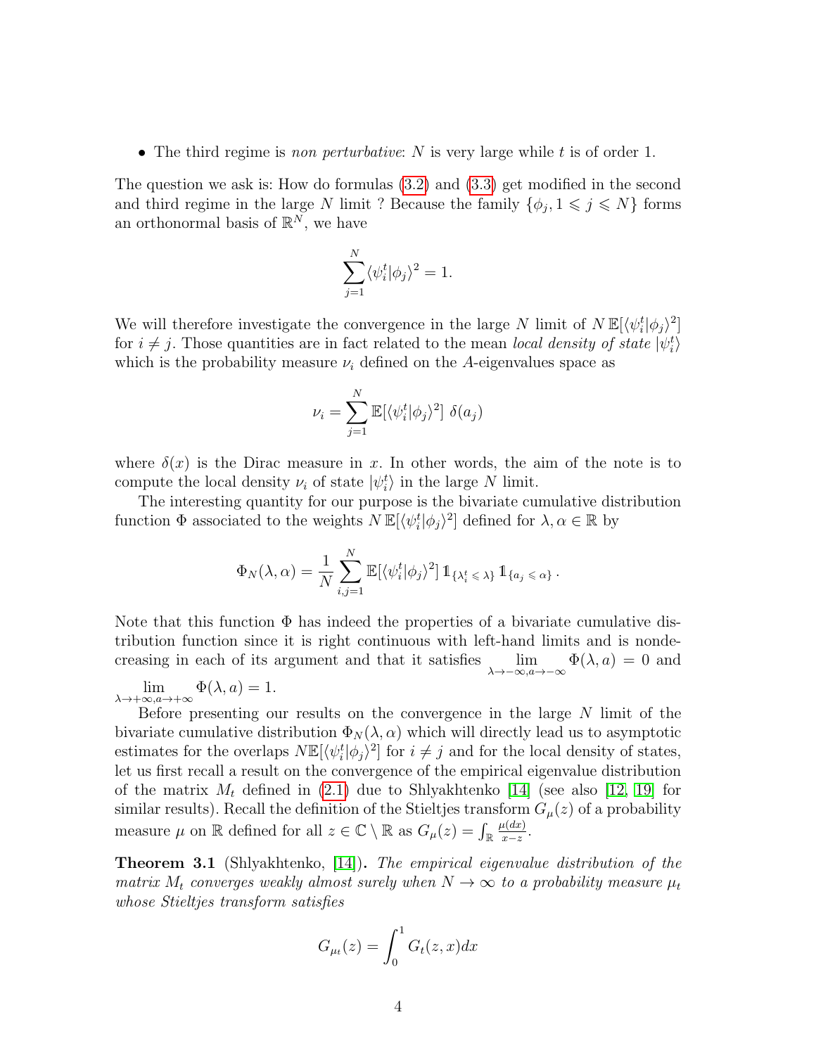- The third regime is *non perturbative*: $N$ is very large while $t$ is of order 1.

The question we ask is: How do formulas (3.2) and (3.3) get modified in the second and third regime in the large $N$ limit ? Because the family $\{\phi_j, 1 \leqslant j \leqslant N\}$ forms an orthonormal basis of $\mathbb{R}^N$, we have

$$\sum_{j=1}^{N} \langle \psi_i^t | \phi_j \rangle^2 = 1.$$

We will therefore investigate the convergence in the large $N$ limit of $N\,\mathbb{E}[\langle \psi_i^t | \phi_j \rangle^2]$ for $i \neq j$. Those quantities are in fact related to the mean *local density of state* $|\psi_i^t\rangle$ which is the probability measure $\nu_i$ defined on the $A$-eigenvalues space as

$$\nu_i = \sum_{j=1}^{N} \mathbb{E}[\langle \psi_i^t | \phi_j \rangle^2]\ \delta(a_j)$$

where $\delta(x)$ is the Dirac measure in $x$. In other words, the aim of the note is to compute the local density $\nu_i$ of state $|\psi_i^t\rangle$ in the large $N$ limit.

The interesting quantity for our purpose is the bivariate cumulative distribution function $\Phi$ associated to the weights $N\,\mathbb{E}[\langle \psi_i^t | \phi_j \rangle^2]$ defined for $\lambda, \alpha \in \mathbb{R}$ by

$$\Phi_N(\lambda, \alpha) = \frac{1}{N} \sum_{i,j=1}^{N} \mathbb{E}[\langle \psi_i^t | \phi_j \rangle^2]\, \mathbb{1}_{\{\lambda_i^t \leqslant \lambda\}}\, \mathbb{1}_{\{a_j \leqslant \alpha\}}\,.$$

Note that this function $\Phi$ has indeed the properties of a bivariate cumulative distribution function since it is right continuous with left-hand limits and is nondecreasing in each of its argument and that it satisfies $\lim_{\lambda \to -\infty, a \to -\infty} \Phi(\lambda, a) = 0$ and $\lim_{\lambda \to +\infty, a \to +\infty} \Phi(\lambda, a) = 1$.

Before presenting our results on the convergence in the large $N$ limit of the bivariate cumulative distribution $\Phi_N(\lambda, \alpha)$ which will directly lead us to asymptotic estimates for the overlaps $N\mathbb{E}[\langle \psi_i^t | \phi_j \rangle^2]$ for $i \neq j$ and for the local density of states, let us first recall a result on the convergence of the empirical eigenvalue distribution of the matrix $M_t$ defined in (2.1) due to Shlyakhtenko [14] (see also [12, 19] for similar results). Recall the definition of the Stieltjes transform $G_\mu(z)$ of a probability measure $\mu$ on $\mathbb{R}$ defined for all $z \in \mathbb{C} \setminus \mathbb{R}$ as $G_\mu(z) = \int_{\mathbb{R}} \frac{\mu(dx)}{x - z}$.

**Theorem 3.1** (Shlyakhtenko, [14])**.** *The empirical eigenvalue distribution of the matrix $M_t$ converges weakly almost surely when $N \to \infty$ to a probability measure $\mu_t$ whose Stieltjes transform satisfies*

$$G_{\mu_t}(z) = \int_0^1 G_t(z, x)dx$$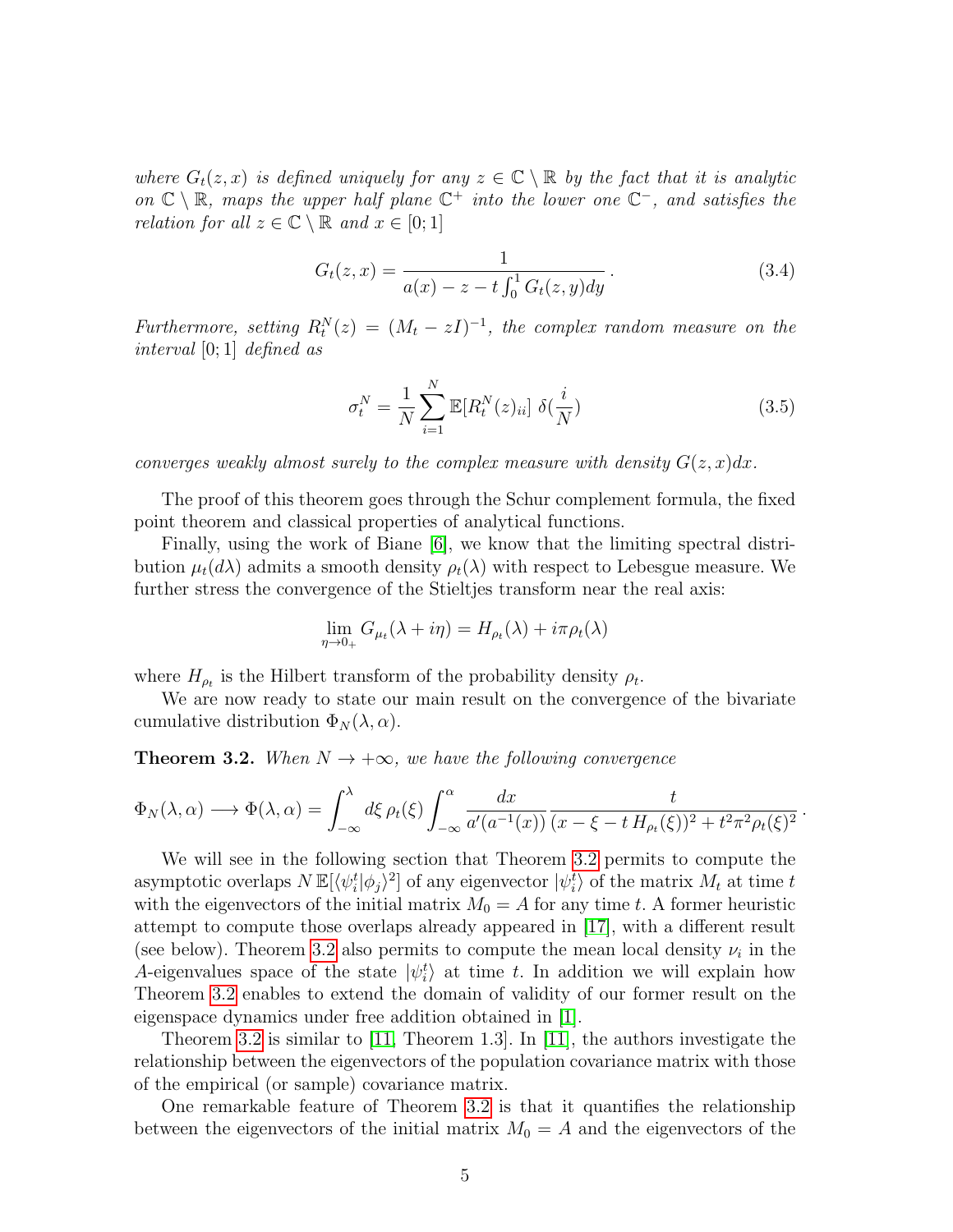*where $G_t(z,x)$ is defined uniquely for any $z \in \mathbb{C} \setminus \mathbb{R}$ by the fact that it is analytic on $\mathbb{C} \setminus \mathbb{R}$, maps the upper half plane $\mathbb{C}^+$ into the lower one $\mathbb{C}^-$, and satisfies the relation for all $z \in \mathbb{C} \setminus \mathbb{R}$ and $x \in [0;1]$*

$$G_t(z,x) = \frac{1}{a(x) - z - t\int_0^1 G_t(z,y)dy}\,. \tag{3.4}$$

*Furthermore, setting $R_t^N(z) = (M_t - zI)^{-1}$, the complex random measure on the interval $[0;1]$ defined as*

$$\sigma_t^N = \frac{1}{N}\sum_{i=1}^{N} \mathbb{E}[R_t^N(z)_{ii}]\ \delta(\frac{i}{N}) \tag{3.5}$$

*converges weakly almost surely to the complex measure with density $G(z,x)dx$.*

The proof of this theorem goes through the Schur complement formula, the fixed point theorem and classical properties of analytical functions.

Finally, using the work of Biane [6], we know that the limiting spectral distribution $\mu_t(d\lambda)$ admits a smooth density $\rho_t(\lambda)$ with respect to Lebesgue measure. We further stress the convergence of the Stieltjes transform near the real axis:

$$\lim_{\eta \to 0_+} G_{\mu_t}(\lambda + i\eta) = H_{\rho_t}(\lambda) + i\pi\rho_t(\lambda)$$

where $H_{\rho_t}$ is the Hilbert transform of the probability density $\rho_t$.

We are now ready to state our main result on the convergence of the bivariate cumulative distribution $\Phi_N(\lambda, \alpha)$.

**Theorem 3.2.** *When $N \to +\infty$, we have the following convergence*

$$\Phi_N(\lambda,\alpha) \longrightarrow \Phi(\lambda,\alpha) = \int_{-\infty}^{\lambda} d\xi\, \rho_t(\xi) \int_{-\infty}^{\alpha} \frac{dx}{a'(a^{-1}(x))} \frac{t}{(x - \xi - t\,H_{\rho_t}(\xi))^2 + t^2\pi^2\rho_t(\xi)^2}\,.$$

We will see in the following section that Theorem 3.2 permits to compute the asymptotic overlaps $N\,\mathbb{E}[\langle\psi_i^t|\phi_j\rangle^2]$ of any eigenvector $|\psi_i^t\rangle$ of the matrix $M_t$ at time $t$ with the eigenvectors of the initial matrix $M_0 = A$ for any time $t$. A former heuristic attempt to compute those overlaps already appeared in [17], with a different result (see below). Theorem 3.2 also permits to compute the mean local density $\nu_i$ in the $A$-eigenvalues space of the state $|\psi_i^t\rangle$ at time $t$. In addition we will explain how Theorem 3.2 enables to extend the domain of validity of our former result on the eigenspace dynamics under free addition obtained in [1].

Theorem 3.2 is similar to [11, Theorem 1.3]. In [11], the authors investigate the relationship between the eigenvectors of the population covariance matrix with those of the empirical (or sample) covariance matrix.

One remarkable feature of Theorem 3.2 is that it quantifies the relationship between the eigenvectors of the initial matrix $M_0 = A$ and the eigenvectors of the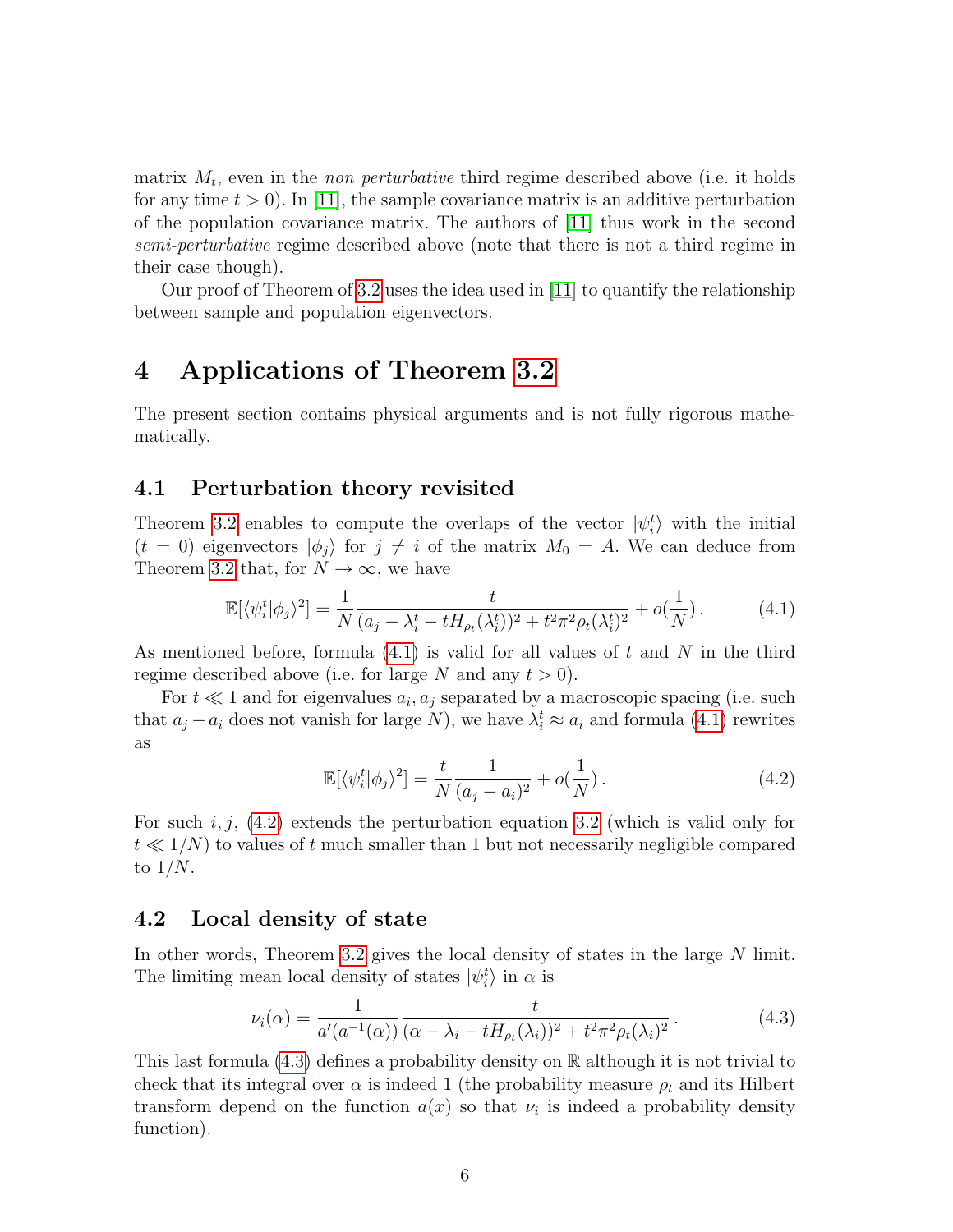matrix $M_t$, even in the *non perturbative* third regime described above (i.e. it holds for any time $t > 0$). In [11], the sample covariance matrix is an additive perturbation of the population covariance matrix. The authors of [11] thus work in the second *semi-perturbative* regime described above (note that there is not a third regime in their case though).

Our proof of Theorem of 3.2 uses the idea used in [11] to quantify the relationship between sample and population eigenvectors.

# 4 Applications of Theorem 3.2

The present section contains physical arguments and is not fully rigorous mathematically.

## 4.1 Perturbation theory revisited

Theorem 3.2 enables to compute the overlaps of the vector $|\psi_i^t\rangle$ with the initial ($t = 0$) eigenvectors $|\phi_j\rangle$ for $j \neq i$ of the matrix $M_0 = A$. We can deduce from Theorem 3.2 that, for $N \to \infty$, we have

$$\mathbb{E}[\langle\psi_i^t|\phi_j\rangle^2] = \frac{1}{N}\frac{t}{(a_j - \lambda_i^t - tH_{\rho_t}(\lambda_i^t))^2 + t^2\pi^2\rho_t(\lambda_i^t)^2} + o(\frac{1}{N})\,. \tag{4.1}$$

As mentioned before, formula (4.1) is valid for all values of $t$ and $N$ in the third regime described above (i.e. for large $N$ and any $t > 0$).

For $t \ll 1$ and for eigenvalues $a_i, a_j$ separated by a macroscopic spacing (i.e. such that $a_j - a_i$ does not vanish for large $N$), we have $\lambda_i^t \approx a_i$ and formula (4.1) rewrites as

$$\mathbb{E}[\langle\psi_i^t|\phi_j\rangle^2] = \frac{t}{N}\frac{1}{(a_j - a_i)^2} + o(\frac{1}{N})\,. \tag{4.2}$$

For such $i, j$, (4.2) extends the perturbation equation 3.2 (which is valid only for $t \ll 1/N$) to values of $t$ much smaller than 1 but not necessarily negligible compared to $1/N$.

## 4.2 Local density of state

In other words, Theorem 3.2 gives the local density of states in the large $N$ limit. The limiting mean local density of states $|\psi_i^t\rangle$ in $\alpha$ is

$$\nu_i(\alpha) = \frac{1}{a'(a^{-1}(\alpha))}\frac{t}{(\alpha - \lambda_i - tH_{\rho_t}(\lambda_i))^2 + t^2\pi^2\rho_t(\lambda_i)^2}\,. \tag{4.3}$$

This last formula (4.3) defines a probability density on $\mathbb{R}$ although it is not trivial to check that its integral over $\alpha$ is indeed 1 (the probability measure $\rho_t$ and its Hilbert transform depend on the function $a(x)$ so that $\nu_i$ is indeed a probability density function).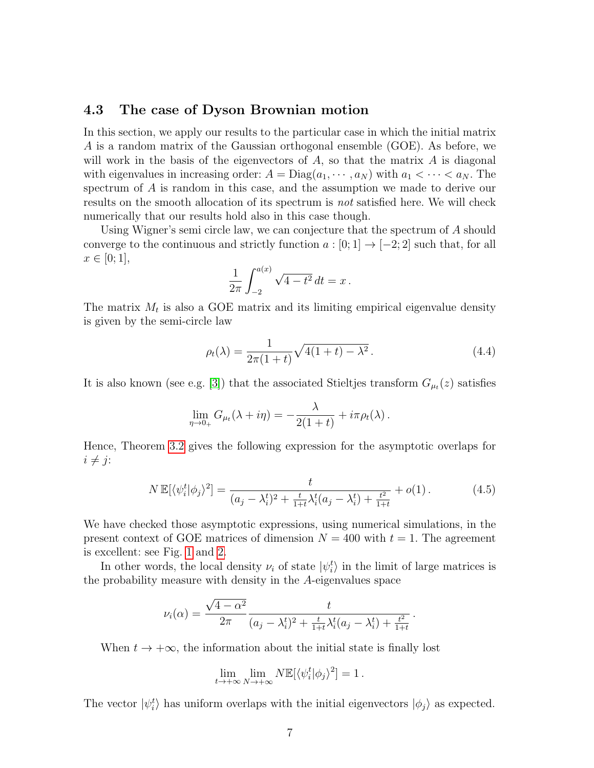### 4.3 The case of Dyson Brownian motion

In this section, we apply our results to the particular case in which the initial matrix $A$ is a random matrix of the Gaussian orthogonal ensemble (GOE). As before, we will work in the basis of the eigenvectors of $A$, so that the matrix $A$ is diagonal with eigenvalues in increasing order: $A = \mathrm{Diag}(a_1, \cdots, a_N)$ with $a_1 < \cdots < a_N$. The spectrum of $A$ is random in this case, and the assumption we made to derive our results on the smooth allocation of its spectrum is *not* satisfied here. We will check numerically that our results hold also in this case though.

Using Wigner's semi circle law, we can conjecture that the spectrum of $A$ should converge to the continuous and strictly function $a : [0; 1] \to [-2; 2]$ such that, for all $x \in [0; 1]$,

$$\frac{1}{2\pi} \int_{-2}^{a(x)} \sqrt{4 - t^2}\, dt = x\,.$$

The matrix $M_t$ is also a GOE matrix and its limiting empirical eigenvalue density is given by the semi-circle law

$$\rho_t(\lambda) = \frac{1}{2\pi(1+t)} \sqrt{4(1+t) - \lambda^2}\,. \tag{4.4}$$

It is also known (see e.g. [3]) that the associated Stieltjes transform $G_{\mu_t}(z)$ satisfies

$$\lim_{\eta \to 0_+} G_{\mu_t}(\lambda + i\eta) = -\frac{\lambda}{2(1+t)} + i\pi\rho_t(\lambda)\,.$$

Hence, Theorem 3.2 gives the following expression for the asymptotic overlaps for $i \neq j$:

$$N\,\mathbb{E}[\langle \psi_i^t | \phi_j \rangle^2] = \frac{t}{(a_j - \lambda_i^t)^2 + \frac{t}{1+t}\lambda_i^t(a_j - \lambda_i^t) + \frac{t^2}{1+t}} + o(1)\,. \tag{4.5}$$

We have checked those asymptotic expressions, using numerical simulations, in the present context of GOE matrices of dimension $N = 400$ with $t = 1$. The agreement is excellent: see Fig. 1 and 2.

In other words, the local density $\nu_i$ of state $|\psi_i^t\rangle$ in the limit of large matrices is the probability measure with density in the $A$-eigenvalues space

$$\nu_i(\alpha) = \frac{\sqrt{4-\alpha^2}}{2\pi} \frac{t}{(a_j - \lambda_i^t)^2 + \frac{t}{1+t}\lambda_i^t(a_j - \lambda_i^t) + \frac{t^2}{1+t}}\,.$$

When $t \to +\infty$, the information about the initial state is finally lost

$$\lim_{t \to +\infty} \lim_{N \to +\infty} N\mathbb{E}[\langle \psi_i^t | \phi_j \rangle^2] = 1\,.$$

The vector $|\psi_i^t\rangle$ has uniform overlaps with the initial eigenvectors $|\phi_j\rangle$ as expected.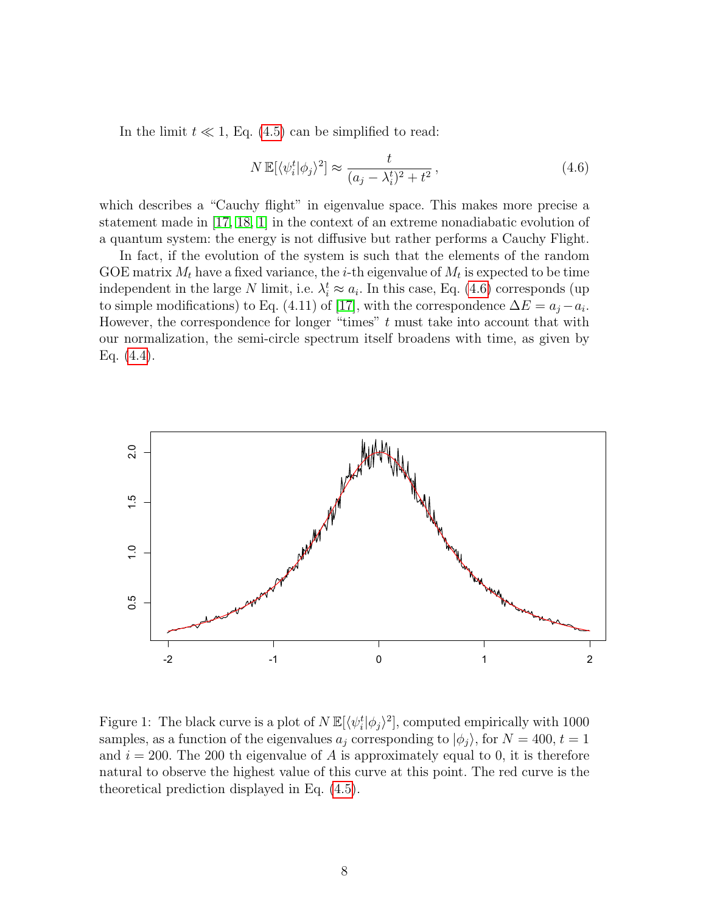In the limit $t \ll 1$, Eq. (4.5) can be simplified to read:

$$N\,\mathbb{E}[\langle \psi_i^t | \phi_j \rangle^2] \approx \frac{t}{(a_j - \lambda_i^t)^2 + t^2}\,, \tag{4.6}$$

which describes a "Cauchy flight" in eigenvalue space. This makes more precise a statement made in [17, 18, 1] in the context of an extreme nonadiabatic evolution of a quantum system: the energy is not diffusive but rather performs a Cauchy Flight.

In fact, if the evolution of the system is such that the elements of the random GOE matrix $M_t$ have a fixed variance, the $i$-th eigenvalue of $M_t$ is expected to be time independent in the large $N$ limit, i.e. $\lambda_i^t \approx a_i$. In this case, Eq. (4.6) corresponds (up to simple modifications) to Eq. (4.11) of [17], with the correspondence $\Delta E = a_j - a_i$. However, the correspondence for longer "times" $t$ must take into account that with our normalization, the semi-circle spectrum itself broadens with time, as given by Eq. (4.4).

Figure 1: The black curve is a plot of $N\,\mathbb{E}[\langle \psi_i^t | \phi_j \rangle^2]$, computed empirically with 1000 samples, as a function of the eigenvalues $a_j$ corresponding to $|\phi_j\rangle$, for $N = 400$, $t = 1$ and $i = 200$. The 200 th eigenvalue of $A$ is approximately equal to 0, it is therefore natural to observe the highest value of this curve at this point. The red curve is the theoretical prediction displayed in Eq. (4.5).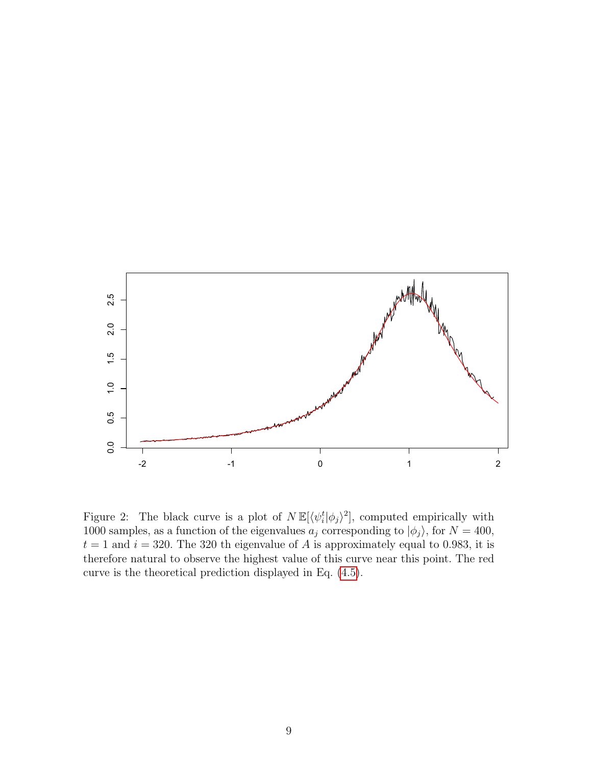Figure 2: The black curve is a plot of $N\,\mathbb{E}[\langle \psi_i^t | \phi_j \rangle^2]$, computed empirically with 1000 samples, as a function of the eigenvalues $a_j$ corresponding to $|\phi_j\rangle$, for $N = 400$, $t = 1$ and $i = 320$. The 320 th eigenvalue of $A$ is approximately equal to 0.983, it is therefore natural to observe the highest value of this curve near this point. The red curve is the theoretical prediction displayed in Eq. (4.5).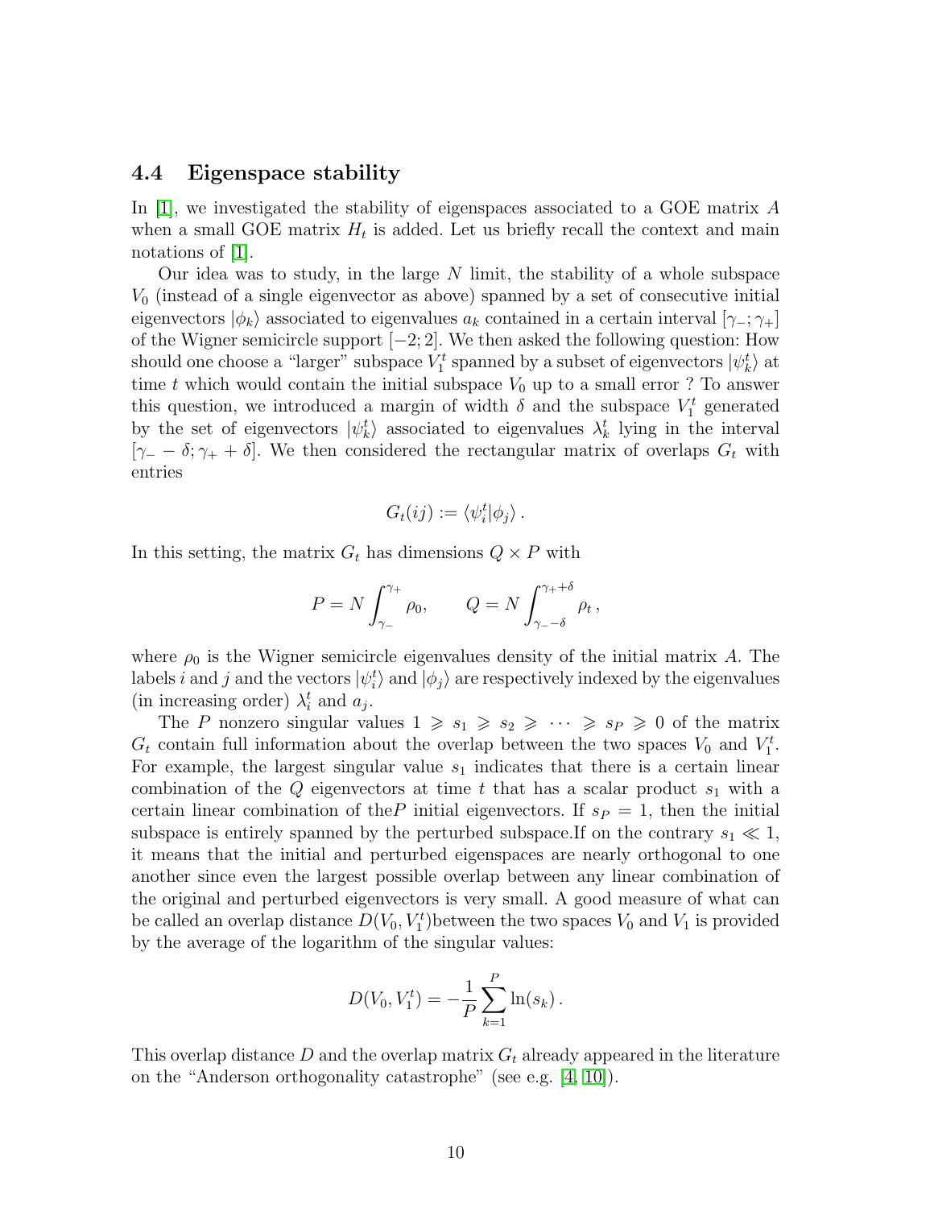### 4.4 Eigenspace stability

In [1], we investigated the stability of eigenspaces associated to a GOE matrix $A$ when a small GOE matrix $H_t$ is added. Let us briefly recall the context and main notations of [1].

Our idea was to study, in the large $N$ limit, the stability of a whole subspace $V_0$ (instead of a single eigenvector as above) spanned by a set of consecutive initial eigenvectors $|\phi_k\rangle$ associated to eigenvalues $a_k$ contained in a certain interval $[\gamma_-;\gamma_+]$ of the Wigner semicircle support $[-2;2]$. We then asked the following question: How should one choose a "larger" subspace $V_1^t$ spanned by a subset of eigenvectors $|\psi_k^t\rangle$ at time $t$ which would contain the initial subspace $V_0$ up to a small error ? To answer this question, we introduced a margin of width $\delta$ and the subspace $V_1^t$ generated by the set of eigenvectors $|\psi_k^t\rangle$ associated to eigenvalues $\lambda_k^t$ lying in the interval $[\gamma_- - \delta;\gamma_+ + \delta]$. We then considered the rectangular matrix of overlaps $G_t$ with entries

$$G_t(ij) := \langle \psi_i^t | \phi_j \rangle \,.$$

In this setting, the matrix $G_t$ has dimensions $Q \times P$ with

$$P = N \int_{\gamma_-}^{\gamma_+} \rho_0, \qquad Q = N \int_{\gamma_- - \delta}^{\gamma_+ + \delta} \rho_t \,,$$

where $\rho_0$ is the Wigner semicircle eigenvalues density of the initial matrix $A$. The labels $i$ and $j$ and the vectors $|\psi_i^t\rangle$ and $|\phi_j\rangle$ are respectively indexed by the eigenvalues (in increasing order) $\lambda_i^t$ and $a_j$.

The $P$ nonzero singular values $1 \geqslant s_1 \geqslant s_2 \geqslant \cdots \geqslant s_P \geqslant 0$ of the matrix $G_t$ contain full information about the overlap between the two spaces $V_0$ and $V_1^t$. For example, the largest singular value $s_1$ indicates that there is a certain linear combination of the $Q$ eigenvectors at time $t$ that has a scalar product $s_1$ with a certain linear combination of the$P$ initial eigenvectors. If $s_P = 1$, then the initial subspace is entirely spanned by the perturbed subspace.If on the contrary $s_1 \ll 1$, it means that the initial and perturbed eigenspaces are nearly orthogonal to one another since even the largest possible overlap between any linear combination of the original and perturbed eigenvectors is very small. A good measure of what can be called an overlap distance $D(V_0, V_1^t)$between the two spaces $V_0$ and $V_1$ is provided by the average of the logarithm of the singular values:

$$D(V_0, V_1^t) = -\frac{1}{P} \sum_{k=1}^{P} \ln(s_k) \,.$$

This overlap distance $D$ and the overlap matrix $G_t$ already appeared in the literature on the "Anderson orthogonality catastrophe" (see e.g. [4, 10]).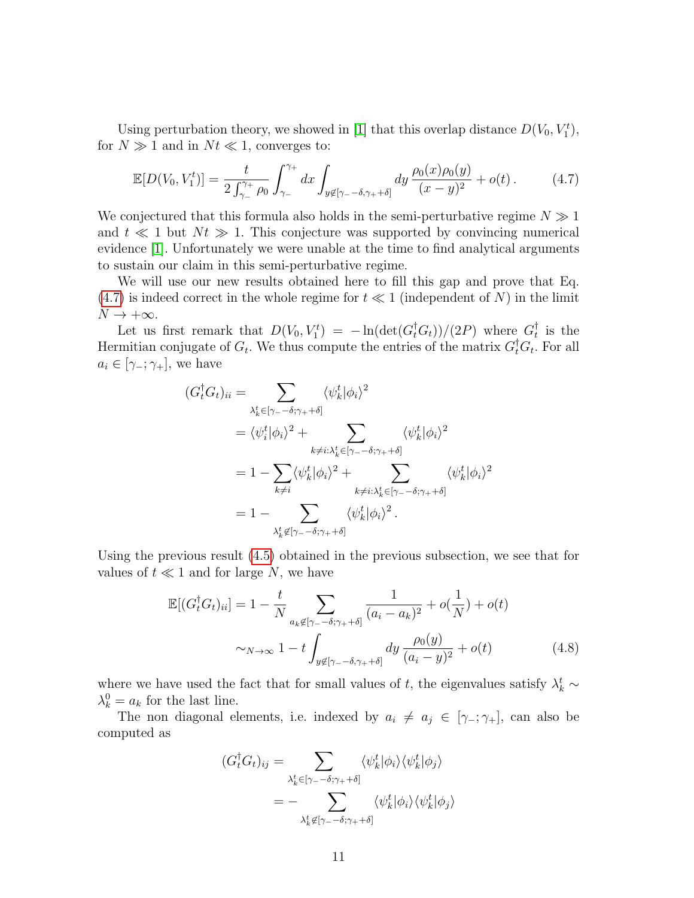Using perturbation theory, we showed in [1] that this overlap distance $D(V_0, V_1^t)$, for $N \gg 1$ and in $Nt \ll 1$, converges to:

$$\mathbb{E}[D(V_0, V_1^t)] = \frac{t}{2\int_{\gamma_-}^{\gamma_+} \rho_0} \int_{\gamma_-}^{\gamma_+} dx \int_{y \notin [\gamma_- - \delta, \gamma_+ + \delta]} dy \, \frac{\rho_0(x)\rho_0(y)}{(x-y)^2} + o(t) \,. \tag{4.7}$$

We conjectured that this formula also holds in the semi-perturbative regime $N \gg 1$ and $t \ll 1$ but $Nt \gg 1$. This conjecture was supported by convincing numerical evidence [1]. Unfortunately we were unable at the time to find analytical arguments to sustain our claim in this semi-perturbative regime.

We will use our new results obtained here to fill this gap and prove that Eq. (4.7) is indeed correct in the whole regime for $t \ll 1$ (independent of $N$) in the limit $N \to +\infty$.

Let us first remark that $D(V_0, V_1^t) = -\ln(\det(G_t^\dagger G_t))/(2P)$ where $G_t^\dagger$ is the Hermitian conjugate of $G_t$. We thus compute the entries of the matrix $G_t^\dagger G_t$. For all $a_i \in [\gamma_-; \gamma_+]$, we have

$$\begin{aligned}
(G_t^\dagger G_t)_{ii} &= \sum_{\lambda_k^t \in [\gamma_- - \delta; \gamma_+ + \delta]} \langle \psi_k^t | \phi_i \rangle^2 \\
&= \langle \psi_i^t | \phi_i \rangle^2 + \sum_{k \neq i : \lambda_k^t \in [\gamma_- - \delta; \gamma_+ + \delta]} \langle \psi_k^t | \phi_i \rangle^2 \\
&= 1 - \sum_{k \neq i} \langle \psi_k^t | \phi_i \rangle^2 + \sum_{k \neq i : \lambda_k^t \in [\gamma_- - \delta; \gamma_+ + \delta]} \langle \psi_k^t | \phi_i \rangle^2 \\
&= 1 - \sum_{\lambda_k^t \notin [\gamma_- - \delta; \gamma_+ + \delta]} \langle \psi_k^t | \phi_i \rangle^2 \,.
\end{aligned}$$

Using the previous result (4.5) obtained in the previous subsection, we see that for values of $t \ll 1$ and for large $N$, we have

$$\begin{aligned}
\mathbb{E}[(G_t^\dagger G_t)_{ii}] &= 1 - \frac{t}{N} \sum_{a_k \notin [\gamma_- - \delta; \gamma_+ + \delta]} \frac{1}{(a_i - a_k)^2} + o(\frac{1}{N}) + o(t) \\
&\sim_{N \to \infty} 1 - t \int_{y \notin [\gamma_- - \delta, \gamma_+ + \delta]} dy \, \frac{\rho_0(y)}{(a_i - y)^2} + o(t)
\end{aligned} \tag{4.8}$$

where we have used the fact that for small values of $t$, the eigenvalues satisfy $\lambda_k^t \sim \lambda_k^0 = a_k$ for the last line.

The non diagonal elements, i.e. indexed by $a_i \neq a_j \in [\gamma_-; \gamma_+]$, can also be computed as

$$\begin{aligned}
(G_t^\dagger G_t)_{ij} &= \sum_{\lambda_k^t \in [\gamma_- - \delta; \gamma_+ + \delta]} \langle \psi_k^t | \phi_i \rangle \langle \psi_k^t | \phi_j \rangle \\
&= - \sum_{\lambda_k^t \notin [\gamma_- - \delta; \gamma_+ + \delta]} \langle \psi_k^t | \phi_i \rangle \langle \psi_k^t | \phi_j \rangle
\end{aligned}$$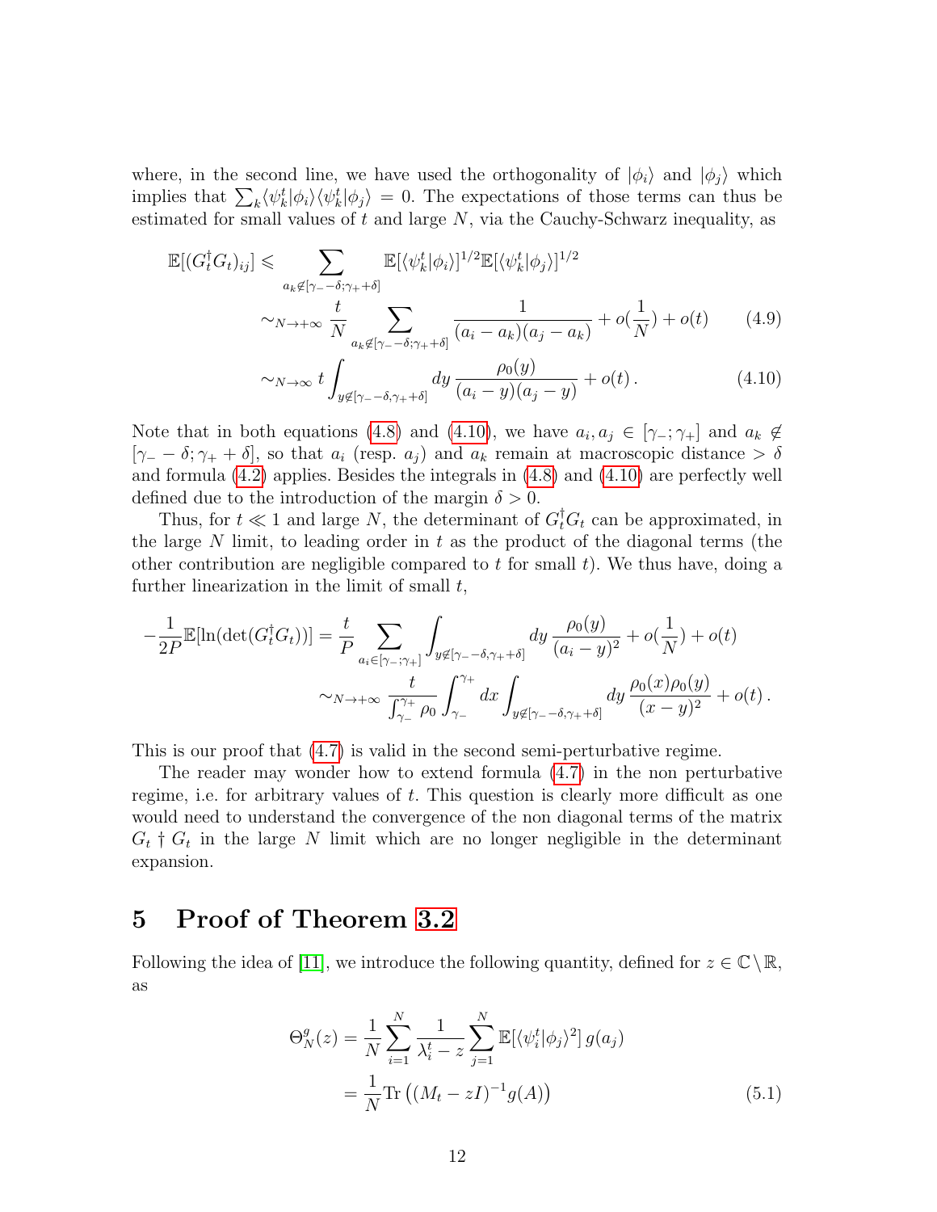where, in the second line, we have used the orthogonality of $|\phi_i\rangle$ and $|\phi_j\rangle$ which implies that $\sum_k \langle \psi_k^t|\phi_i\rangle\langle\psi_k^t|\phi_j\rangle = 0$. The expectations of those terms can thus be estimated for small values of $t$ and large $N$, via the Cauchy-Schwarz inequality, as

$$
\begin{aligned}
\mathbb{E}[(G_t^\dagger G_t)_{ij}] &\leqslant \sum_{a_k \notin [\gamma_- - \delta; \gamma_+ + \delta]} \mathbb{E}[\langle\psi_k^t|\phi_i\rangle]^{1/2}\mathbb{E}[\langle\psi_k^t|\phi_j\rangle]^{1/2} \\
&\sim_{N\to+\infty} \frac{t}{N} \sum_{a_k \notin [\gamma_- - \delta; \gamma_+ + \delta]} \frac{1}{(a_i - a_k)(a_j - a_k)} + o(\frac{1}{N}) + o(t) \qquad (4.9) \\
&\sim_{N\to\infty} t \int_{y \notin [\gamma_- - \delta, \gamma_+ + \delta]} dy \, \frac{\rho_0(y)}{(a_i - y)(a_j - y)} + o(t)\,. \qquad (4.10)
\end{aligned}
$$

Note that in both equations (4.8) and (4.10), we have $a_i, a_j \in [\gamma_-; \gamma_+]$ and $a_k \notin [\gamma_- - \delta; \gamma_+ + \delta]$, so that $a_i$ (resp. $a_j$) and $a_k$ remain at macroscopic distance $> \delta$ and formula (4.2) applies. Besides the integrals in (4.8) and (4.10) are perfectly well defined due to the introduction of the margin $\delta > 0$.

Thus, for $t \ll 1$ and large $N$, the determinant of $G_t^\dagger G_t$ can be approximated, in the large $N$ limit, to leading order in $t$ as the product of the diagonal terms (the other contribution are negligible compared to $t$ for small $t$). We thus have, doing a further linearization in the limit of small $t$,

$$
\begin{aligned}
-\frac{1}{2P}\mathbb{E}[\ln(\det(G_t^\dagger G_t))] &= \frac{t}{P} \sum_{a_i \in [\gamma_-; \gamma_+]} \int_{y \notin [\gamma_- - \delta, \gamma_+ + \delta]} dy \, \frac{\rho_0(y)}{(a_i - y)^2} + o(\frac{1}{N}) + o(t) \\
&\sim_{N\to+\infty} \frac{t}{\int_{\gamma_-}^{\gamma_+} \rho_0} \int_{\gamma_-}^{\gamma_+} dx \int_{y \notin [\gamma_- - \delta, \gamma_+ + \delta]} dy \, \frac{\rho_0(x)\rho_0(y)}{(x - y)^2} + o(t)\,.
\end{aligned}
$$

This is our proof that (4.7) is valid in the second semi-perturbative regime.

The reader may wonder how to extend formula (4.7) in the non perturbative regime, i.e. for arbitrary values of $t$. This question is clearly more difficult as one would need to understand the convergence of the non diagonal terms of the matrix $G_t \dagger G_t$ in the large $N$ limit which are no longer negligible in the determinant expansion.

# 5 Proof of Theorem 3.2

Following the idea of [11], we introduce the following quantity, defined for $z \in \mathbb{C} \setminus \mathbb{R}$, as

$$
\begin{aligned}
\Theta_N^g(z) &= \frac{1}{N} \sum_{i=1}^N \frac{1}{\lambda_i^t - z} \sum_{j=1}^N \mathbb{E}[\langle\psi_i^t|\phi_j\rangle^2]\, g(a_j) \\
&= \frac{1}{N} \mathrm{Tr}\left((M_t - zI)^{-1} g(A)\right) \qquad (5.1)
\end{aligned}
$$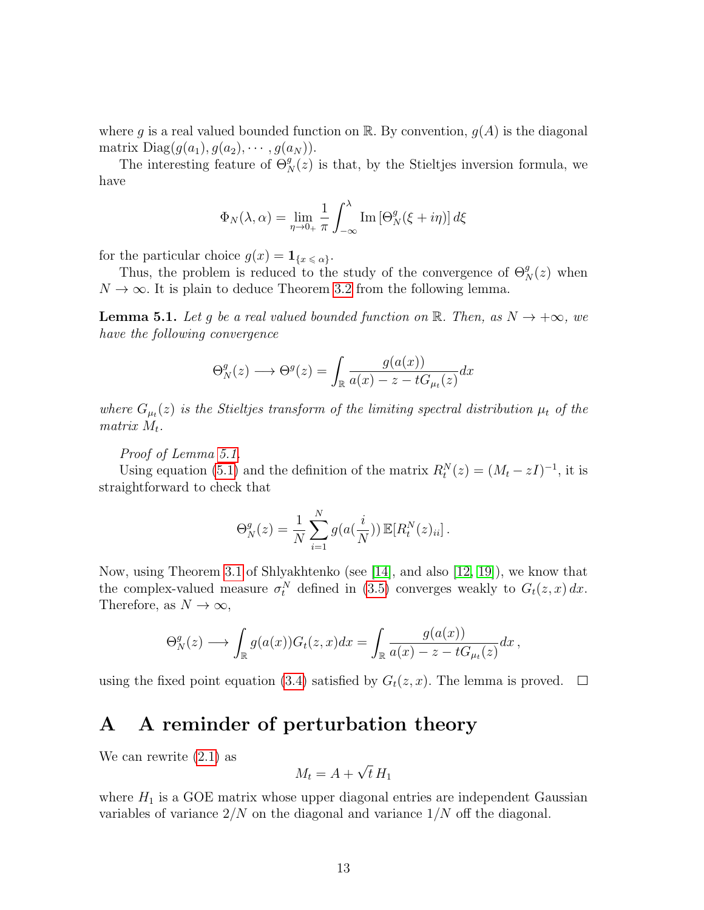where $g$ is a real valued bounded function on $\mathbb{R}$. By convention, $g(A)$ is the diagonal matrix $\mathrm{Diag}(g(a_1), g(a_2), \cdots, g(a_N))$.

The interesting feature of $\Theta_N^g(z)$ is that, by the Stieltjes inversion formula, we have

$$\Phi_N(\lambda, \alpha) = \lim_{\eta \to 0_+} \frac{1}{\pi} \int_{-\infty}^{\lambda} \mathrm{Im}\left[\Theta_N^g(\xi + i\eta)\right] d\xi$$

for the particular choice $g(x) = \mathbf{1}_{\{x \leqslant \alpha\}}$.

Thus, the problem is reduced to the study of the convergence of $\Theta_N^g(z)$ when $N \to \infty$. It is plain to deduce Theorem 3.2 from the following lemma.

**Lemma 5.1.** *Let $g$ be a real valued bounded function on $\mathbb{R}$. Then, as $N \to +\infty$, we have the following convergence*

$$\Theta_N^g(z) \longrightarrow \Theta^g(z) = \int_{\mathbb{R}} \frac{g(a(x))}{a(x) - z - tG_{\mu_t}(z)} dx$$

*where $G_{\mu_t}(z)$ is the Stieltjes transform of the limiting spectral distribution $\mu_t$ of the matrix $M_t$.*

*Proof of Lemma 5.1.*

Using equation (5.1) and the definition of the matrix $R_t^N(z) = (M_t - zI)^{-1}$, it is straightforward to check that

$$\Theta_N^g(z) = \frac{1}{N} \sum_{i=1}^{N} g(a(\frac{i}{N}))\, \mathbb{E}[R_t^N(z)_{ii}]\,.$$

Now, using Theorem 3.1 of Shlyakhtenko (see [14], and also [12, 19]), we know that the complex-valued measure $\sigma_t^N$ defined in (3.5) converges weakly to $G_t(z,x)\,dx$. Therefore, as $N \to \infty$,

$$\Theta_N^g(z) \longrightarrow \int_{\mathbb{R}} g(a(x)) G_t(z,x) dx = \int_{\mathbb{R}} \frac{g(a(x))}{a(x) - z - tG_{\mu_t}(z)} dx\,,$$

using the fixed point equation (3.4) satisfied by $G_t(z,x)$. The lemma is proved. □

# A A reminder of perturbation theory

We can rewrite (2.1) as

$$M_t = A + \sqrt{t}\, H_1$$

where $H_1$ is a GOE matrix whose upper diagonal entries are independent Gaussian variables of variance $2/N$ on the diagonal and variance $1/N$ off the diagonal.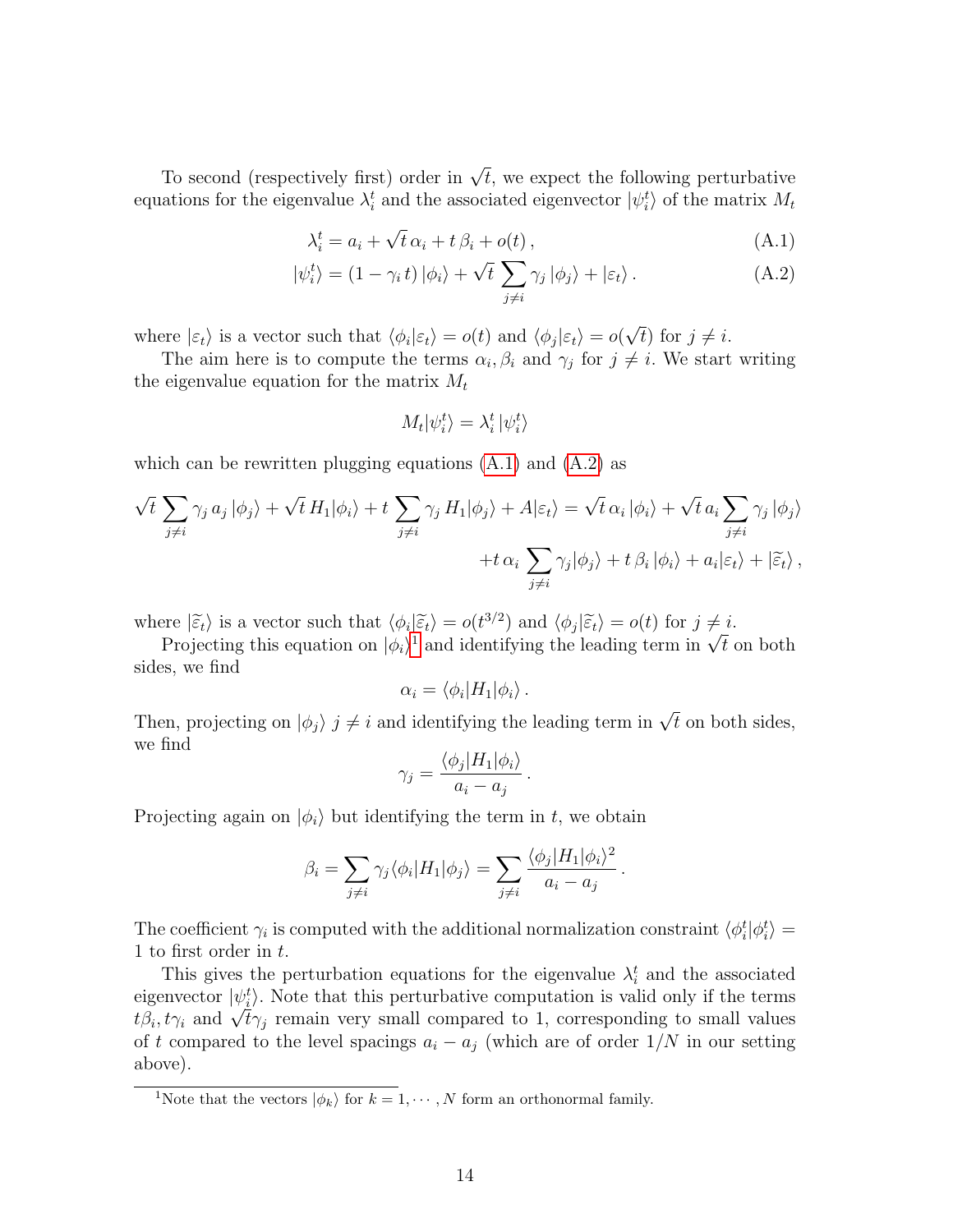To second (respectively first) order in $\sqrt{t}$, we expect the following perturbative equations for the eigenvalue $\lambda_i^t$ and the associated eigenvector $|\psi_i^t\rangle$ of the matrix $M_t$

$$\lambda_i^t = a_i + \sqrt{t}\,\alpha_i + t\,\beta_i + o(t)\,, \tag{A.1}$$

$$|\psi_i^t\rangle = (1 - \gamma_i\,t)\,|\phi_i\rangle + \sqrt{t}\sum_{j\neq i}\gamma_j\,|\phi_j\rangle + |\varepsilon_t\rangle\,. \tag{A.2}$$

where $|\varepsilon_t\rangle$ is a vector such that $\langle\phi_i|\varepsilon_t\rangle = o(t)$ and $\langle\phi_j|\varepsilon_t\rangle = o(\sqrt{t})$ for $j \neq i$.

The aim here is to compute the terms $\alpha_i, \beta_i$ and $\gamma_j$ for $j \neq i$. We start writing the eigenvalue equation for the matrix $M_t$

$$M_t|\psi_i^t\rangle = \lambda_i^t\,|\psi_i^t\rangle$$

which can be rewritten plugging equations (A.1) and (A.2) as

$$\begin{aligned}\sqrt{t}\sum_{j\neq i}\gamma_j\,a_j\,|\phi_j\rangle + \sqrt{t}\,H_1|\phi_i\rangle + t\sum_{j\neq i}\gamma_j\,H_1|\phi_j\rangle + A|\varepsilon_t\rangle &= \sqrt{t}\,\alpha_i\,|\phi_i\rangle + \sqrt{t}\,a_i\sum_{j\neq i}\gamma_j\,|\phi_j\rangle \\ &\quad + t\,\alpha_i\sum_{j\neq i}\gamma_j|\phi_j\rangle + t\,\beta_i\,|\phi_i\rangle + a_i|\varepsilon_t\rangle + |\widetilde{\varepsilon}_t\rangle\,,\end{aligned}$$

where $|\widetilde{\varepsilon}_t\rangle$ is a vector such that $\langle\phi_i|\widetilde{\varepsilon}_t\rangle = o(t^{3/2})$ and $\langle\phi_j|\widetilde{\varepsilon}_t\rangle = o(t)$ for $j \neq i$.

Projecting this equation on $|\phi_i\rangle$[1] and identifying the leading term in $\sqrt{t}$ on both sides, we find

$$\alpha_i = \langle\phi_i|H_1|\phi_i\rangle\,.$$

Then, projecting on $|\phi_j\rangle$ $j \neq i$ and identifying the leading term in $\sqrt{t}$ on both sides, we find

$$\gamma_j = \frac{\langle\phi_j|H_1|\phi_i\rangle}{a_i - a_j}\,.$$

Projecting again on $|\phi_i\rangle$ but identifying the term in $t$, we obtain

$$\beta_i = \sum_{j\neq i}\gamma_j\langle\phi_i|H_1|\phi_j\rangle = \sum_{j\neq i}\frac{\langle\phi_j|H_1|\phi_i\rangle^2}{a_i - a_j}\,.$$

The coefficient $\gamma_i$ is computed with the additional normalization constraint $\langle\phi_i^t|\phi_i^t\rangle = 1$ to first order in $t$.

This gives the perturbation equations for the eigenvalue $\lambda_i^t$ and the associated eigenvector $|\psi_i^t\rangle$. Note that this perturbative computation is valid only if the terms $t\beta_i, t\gamma_i$ and $\sqrt{t}\gamma_j$ remain very small compared to 1, corresponding to small values of $t$ compared to the level spacings $a_i - a_j$ (which are of order $1/N$ in our setting above).

[1] Note that the vectors $|\phi_k\rangle$ for $k = 1, \cdots, N$ form an orthonormal family.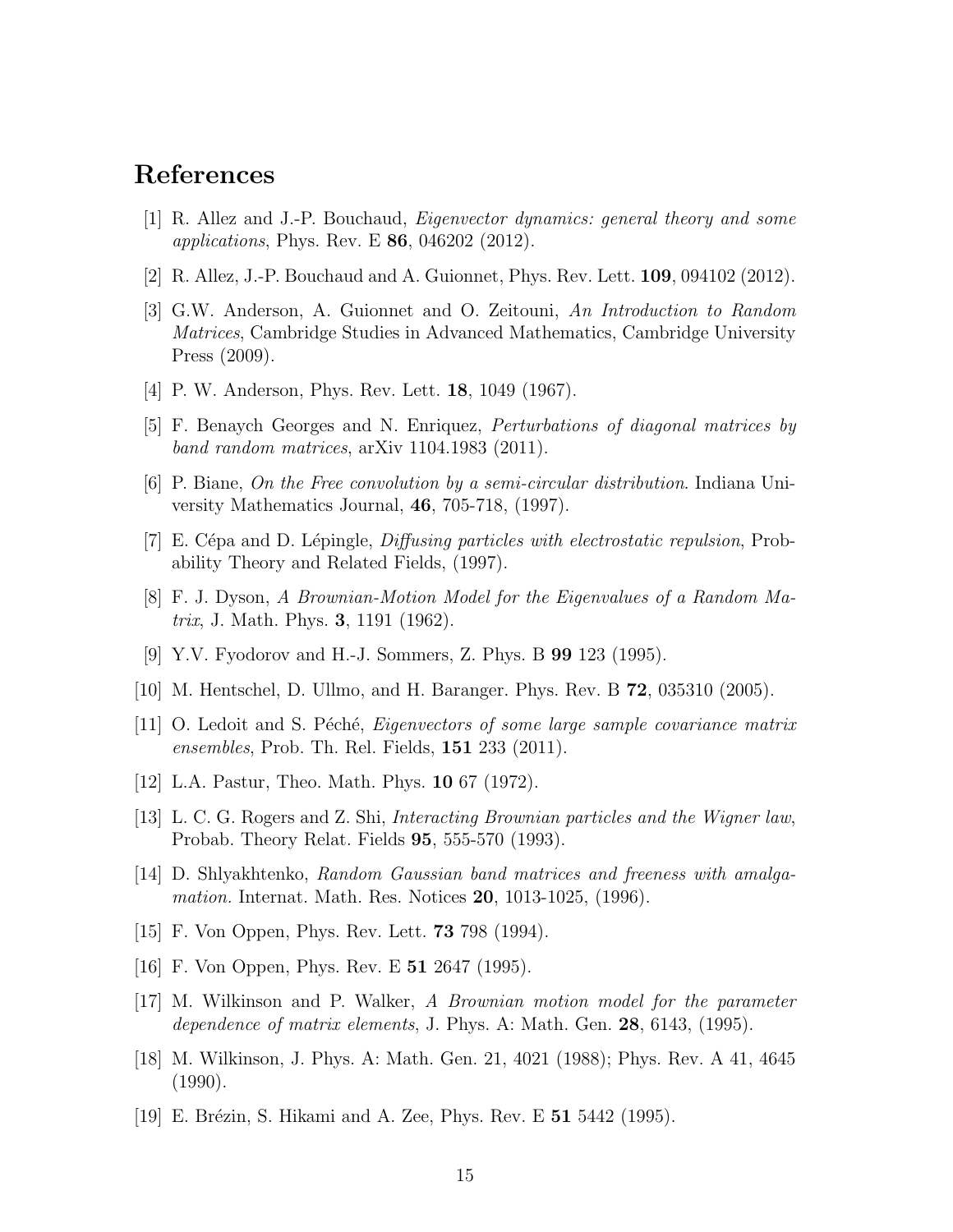## References

[1] R. Allez and J.-P. Bouchaud, *Eigenvector dynamics: general theory and some applications*, Phys. Rev. E **86**, 046202 (2012).

[2] R. Allez, J.-P. Bouchaud and A. Guionnet, Phys. Rev. Lett. **109**, 094102 (2012).

[3] G.W. Anderson, A. Guionnet and O. Zeitouni, *An Introduction to Random Matrices*, Cambridge Studies in Advanced Mathematics, Cambridge University Press (2009).

[4] P. W. Anderson, Phys. Rev. Lett. **18**, 1049 (1967).

[5] F. Benaych Georges and N. Enriquez, *Perturbations of diagonal matrices by band random matrices*, arXiv 1104.1983 (2011).

[6] P. Biane, *On the Free convolution by a semi-circular distribution*. Indiana University Mathematics Journal, **46**, 705-718, (1997).

[7] E. Cépa and D. Lépingle, *Diffusing particles with electrostatic repulsion*, Probability Theory and Related Fields, (1997).

[8] F. J. Dyson, *A Brownian-Motion Model for the Eigenvalues of a Random Matrix*, J. Math. Phys. **3**, 1191 (1962).

[9] Y.V. Fyodorov and H.-J. Sommers, Z. Phys. B **99** 123 (1995).

[10] M. Hentschel, D. Ullmo, and H. Baranger. Phys. Rev. B **72**, 035310 (2005).

[11] O. Ledoit and S. Péché, *Eigenvectors of some large sample covariance matrix ensembles*, Prob. Th. Rel. Fields, **151** 233 (2011).

[12] L.A. Pastur, Theo. Math. Phys. **10** 67 (1972).

[13] L. C. G. Rogers and Z. Shi, *Interacting Brownian particles and the Wigner law*, Probab. Theory Relat. Fields **95**, 555-570 (1993).

[14] D. Shlyakhtenko, *Random Gaussian band matrices and freeness with amalgamation.* Internat. Math. Res. Notices **20**, 1013-1025, (1996).

[15] F. Von Oppen, Phys. Rev. Lett. **73** 798 (1994).

[16] F. Von Oppen, Phys. Rev. E **51** 2647 (1995).

[17] M. Wilkinson and P. Walker, *A Brownian motion model for the parameter dependence of matrix elements*, J. Phys. A: Math. Gen. **28**, 6143, (1995).

[18] M. Wilkinson, J. Phys. A: Math. Gen. 21, 4021 (1988); Phys. Rev. A 41, 4645 (1990).

[19] E. Brézin, S. Hikami and A. Zee, Phys. Rev. E **51** 5442 (1995).